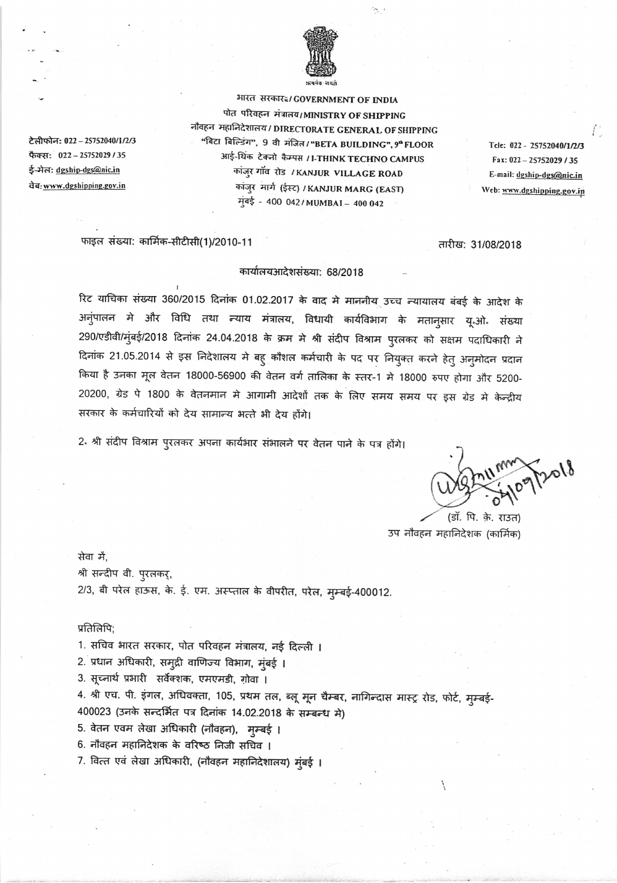सत्यमेव जयते

भारत सरकार / GOVERNMENT OF INDIA
पोत परिवहन मंत्रालय / MINISTRY OF SHIPPING
नौवहन महानिदेशालय / DIRECTORATE GENERAL OF SHIPPING
"बिटा बिल्डिंग", 9 वी मंजिल / "BETA BUILDING", 9th FLOOR
आई-थिंक टेक्नो कैम्पस / I-THINK TECHNO CAMPUS
कांजुर गाँव रोड / KANJUR VILLAGE ROAD
कांजुर मार्ग (ईस्ट) / KANJUR MARG (EAST)
मुंबई - 400 042 / MUMBAI – 400 042

टेलीफोन: 022 – 25752040/1/2/3
फैक्स: 022 – 25752029 / 35
ई-मेल: dgship-dgs@nic.in
वेब: www.dgshipping.gov.in

Tele: 022 - 25752040/1/2/3
Fax: 022 – 25752029 / 35
E-mail: dgship-dgs@nic.in
Web: www.dgshipping.gov.in

फाइल संख्या: कार्मिक-सीटीसी(1)/2010-11

तारीख: 31/08/2018

कार्यालयआदेशसंख्या: 68/2018

रिट याचिका संख्या 360/2015 दिनांक 01.02.2017 के वाद मे माननीय उच्च न्यायालय बंबई के आदेश के अनुपालन मे और विधि तथा न्याय मंत्रालय, विधायी कार्यविभाग के मतानुसार यू.ओ. संख्या 290/एडीवी/मुंबई/2018 दिनांक 24.04.2018 के क्रम मे श्री संदीप विश्राम पुरलकर को सक्षम पदाधिकारी ने दिनांक 21.05.2014 से इस निदेशालय मे बहु कौशल कर्मचारी के पद पर नियुक्त करने हेतु अनुमोदन प्रदान किया है उनका मूल वेतन 18000-56900 की वेतन वर्ग तालिका के स्तर-1 मे 18000 रुपए होगा और 5200-20200, ग्रेड पे 1800 के वेतनमान मे आगामी आदेशों तक के लिए समय समय पर इस ग्रेड मे केन्द्रीय सरकार के कर्मचारियों को देय सामान्य भत्ते भी देय होंगे।

2. श्री संदीप विश्राम पुरलकर अपना कार्यभार संभालने पर वेतन पाने के पत्र होंगे।

04/09/2018

(डॉ. पि. क़े. राउत)
उप नौवहन महानिदेशक (कार्मिक)

सेवा में,
श्री सन्दीप वी. पुरलकर,
2/3, बी परेल हाऊस, के. ई. एम. अस्प्ताल के वीपरीत, परेल, मुम्बई-400012.

प्रतिलिपि;

1. सचिव भारत सरकार, पोत परिवहन मंत्रालय, नई दिल्ली ।
2. प्रधान अधिकारी, समुद्री वाणिज्य विभाग, मुंबई ।
3. सूच्नार्थ प्रभारी सर्वेक्शक, एमएमडी, ग़ोवा ।
4. श्री एच. पी. इंगल, अधिवक्ता, 105, प्रथम तल, ब्लू मून चैम्बर, नागिन्दास मास्ट्र रोड, फोर्ट, मुम्बई-400023 (उनके सन्दर्भित पत्र दिनांक 14.02.2018 के सम्बन्ध मे)
5. वेतन एवम लेखा अधिकारी (नौवहन), मुम्बई ।
6. नौवहन महानिदेशक के वरिष्ठ निजी सचिव ।
7. वित्त एवं लेखा अधिकारी, (नौवहन महानिदेशालय) मुंबई ।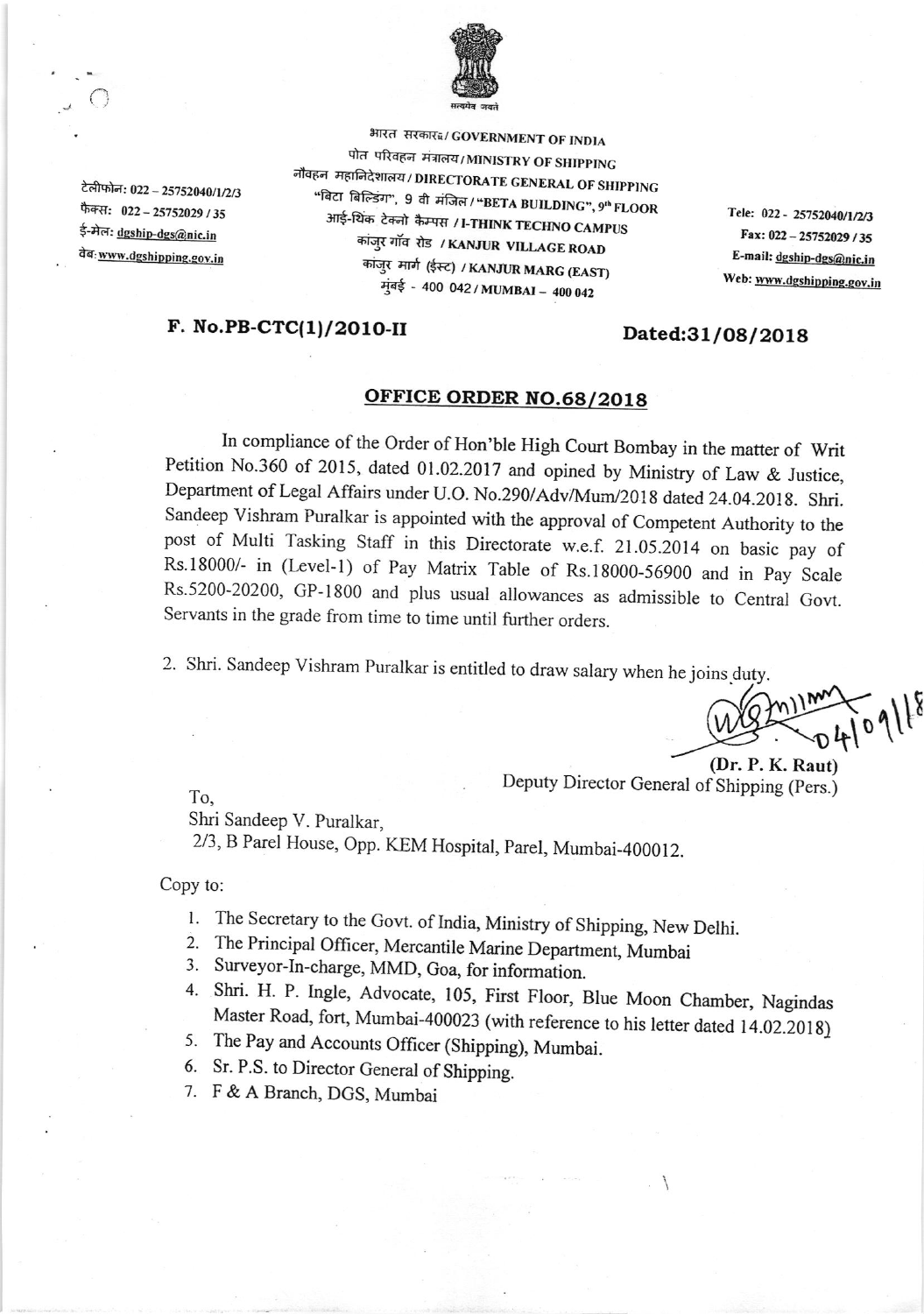सत्यमेव जयते

भारत सरकार/ GOVERNMENT OF INDIA
पोत परिवहन मंत्रालय / MINISTRY OF SHIPPING
नौवहन महानिदेशालय / DIRECTORATE GENERAL OF SHIPPING
"बिटा बिल्डिंग", 9 वी मंजिल / "BETA BUILDING", 9th FLOOR
आई-थिंक टेक्नो कैम्पस / I-THINK TECHNO CAMPUS
कांजुर गॉव रोड / KANJUR VILLAGE ROAD
कांजुर मार्ग (ईस्ट) / KANJUR MARG (EAST)
मुंबई - 400 042 / MUMBAI – 400 042

टेलीफोन: 022 – 25752040/1/2/3
फैक्स: 022 – 25752029 / 35
ई-मेल: dgship-dgs@nic.in
वेब: www.dgshipping.gov.in

Tele: 022 - 25752040/1/2/3
Fax: 022 – 25752029 / 35
E-mail: dgship-dgs@nic.in
Web: www.dgshipping.gov.in

**F. No.PB-CTC(1)/2010-II** **Dated:31/08/2018**

## OFFICE ORDER NO.68/2018

In compliance of the Order of Hon'ble High Court Bombay in the matter of Writ Petition No.360 of 2015, dated 01.02.2017 and opined by Ministry of Law & Justice, Department of Legal Affairs under U.O. No.290/Adv/Mum/2018 dated 24.04.2018. Shri. Sandeep Vishram Puralkar is appointed with the approval of Competent Authority to the post of Multi Tasking Staff in this Directorate w.e.f. 21.05.2014 on basic pay of Rs.18000/- in (Level-1) of Pay Matrix Table of Rs.18000-56900 and in Pay Scale Rs.5200-20200, GP-1800 and plus usual allowances as admissible to Central Govt. Servants in the grade from time to time until further orders.

2. Shri. Sandeep Vishram Puralkar is entitled to draw salary when he joins duty.

04/09/18

**(Dr. P. K. Raut)**
Deputy Director General of Shipping (Pers.)

To,
Shri Sandeep V. Puralkar,
2/3, B Parel House, Opp. KEM Hospital, Parel, Mumbai-400012.

Copy to:

1. The Secretary to the Govt. of India, Ministry of Shipping, New Delhi.
2. The Principal Officer, Mercantile Marine Department, Mumbai
3. Surveyor-In-charge, MMD, Goa, for information.
4. Shri. H. P. Ingle, Advocate, 105, First Floor, Blue Moon Chamber, Nagindas Master Road, fort, Mumbai-400023 (with reference to his letter dated 14.02.2018)
5. The Pay and Accounts Officer (Shipping), Mumbai.
6. Sr. P.S. to Director General of Shipping.
7. F & A Branch, DGS, Mumbai